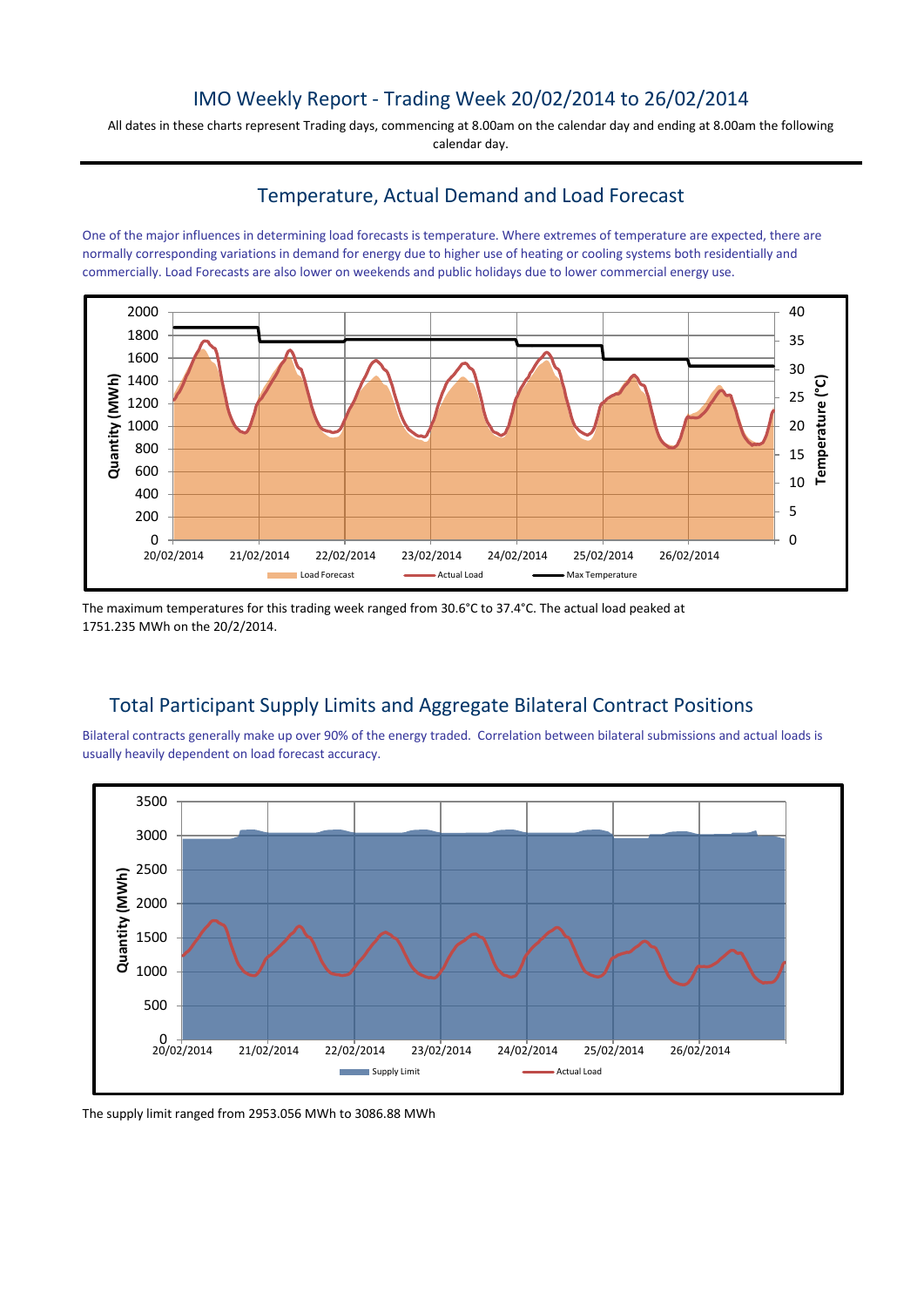# IMO Weekly Report - Trading Week 20/02/2014 to 26/02/2014

All dates in these charts represent Trading days, commencing at 8.00am on the calendar day and ending at 8.00am the following calendar day.

## Temperature, Actual Demand and Load Forecast

One of the major influences in determining load forecasts is temperature. Where extremes of temperature are expected, there are normally corresponding variations in demand for energy due to higher use of heating or cooling systems both residentially and commercially. Load Forecasts are also lower on weekends and public holidays due to lower commercial energy use.

The maximum temperatures for this trading week ranged from 30.6°C to 37.4°C. The actual load peaked at 1751.235 MWh on the 20/2/2014.

## Total Participant Supply Limits and Aggregate Bilateral Contract Positions

Bilateral contracts generally make up over 90% of the energy traded. Correlation between bilateral submissions and actual loads is usually heavily dependent on load forecast accuracy.

The supply limit ranged from 2953.056 MWh to 3086.88 MWh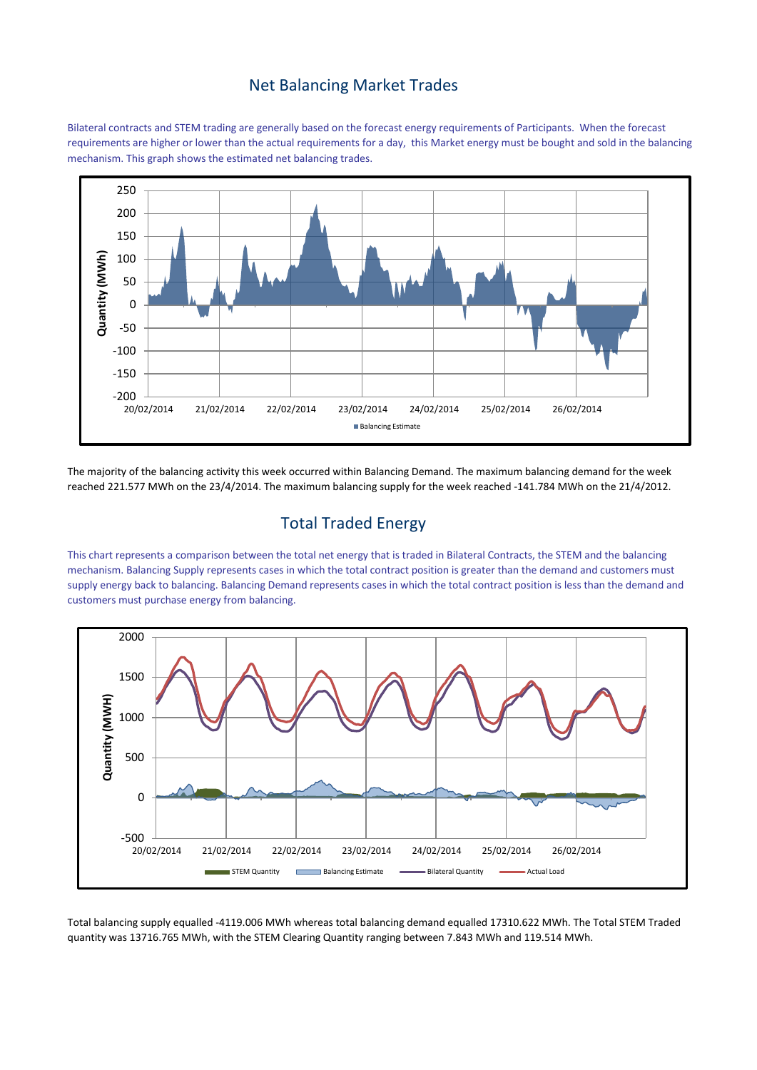# Net Balancing Market Trades

Bilateral contracts and STEM trading are generally based on the forecast energy requirements of Participants. When the forecast requirements are higher or lower than the actual requirements for a day, this Market energy must be bought and sold in the balancing mechanism. This graph shows the estimated net balancing trades.

The majority of the balancing activity this week occurred within Balancing Demand. The maximum balancing demand for the week reached 221.577 MWh on the 23/4/2014. The maximum balancing supply for the week reached -141.784 MWh on the 21/4/2012.

# Total Traded Energy

This chart represents a comparison between the total net energy that is traded in Bilateral Contracts, the STEM and the balancing mechanism. Balancing Supply represents cases in which the total contract position is greater than the demand and customers must supply energy back to balancing. Balancing Demand represents cases in which the total contract position is less than the demand and customers must purchase energy from balancing.

Total balancing supply equalled -4119.006 MWh whereas total balancing demand equalled 17310.622 MWh. The Total STEM Traded quantity was 13716.765 MWh, with the STEM Clearing Quantity ranging between 7.843 MWh and 119.514 MWh.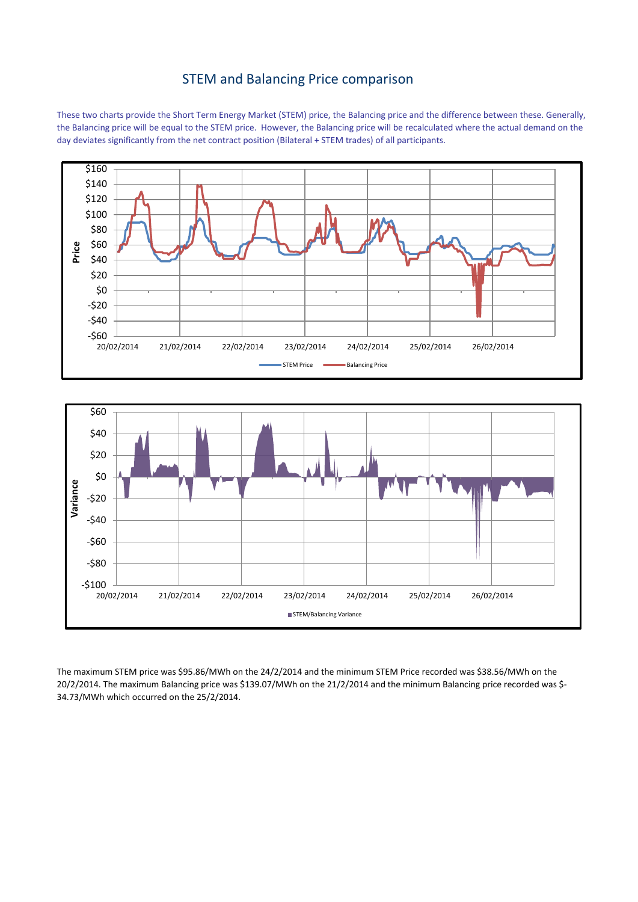# STEM and Balancing Price comparison

These two charts provide the Short Term Energy Market (STEM) price, the Balancing price and the difference between these. Generally, the Balancing price will be equal to the STEM price. However, the Balancing price will be recalculated where the actual demand on the day deviates significantly from the net contract position (Bilateral + STEM trades) of all participants.

Price

$160
$140
$120
$100
$80
$60
$40
$20
$0
-$20
-$40
-$60

20/02/2014 21/02/2014 22/02/2014 23/02/2014 24/02/2014 25/02/2014 26/02/2014

STEM Price Balancing Price

Variance

$60
$40
$20
$0
-$20
-$40
-$60
-$80
-$100

20/02/2014 21/02/2014 22/02/2014 23/02/2014 24/02/2014 25/02/2014 26/02/2014

STEM/Balancing Variance

The maximum STEM price was $95.86/MWh on the 24/2/2014 and the minimum STEM Price recorded was $38.56/MWh on the 20/2/2014. The maximum Balancing price was $139.07/MWh on the 21/2/2014 and the minimum Balancing price recorded was $-34.73/MWh which occurred on the 25/2/2014.